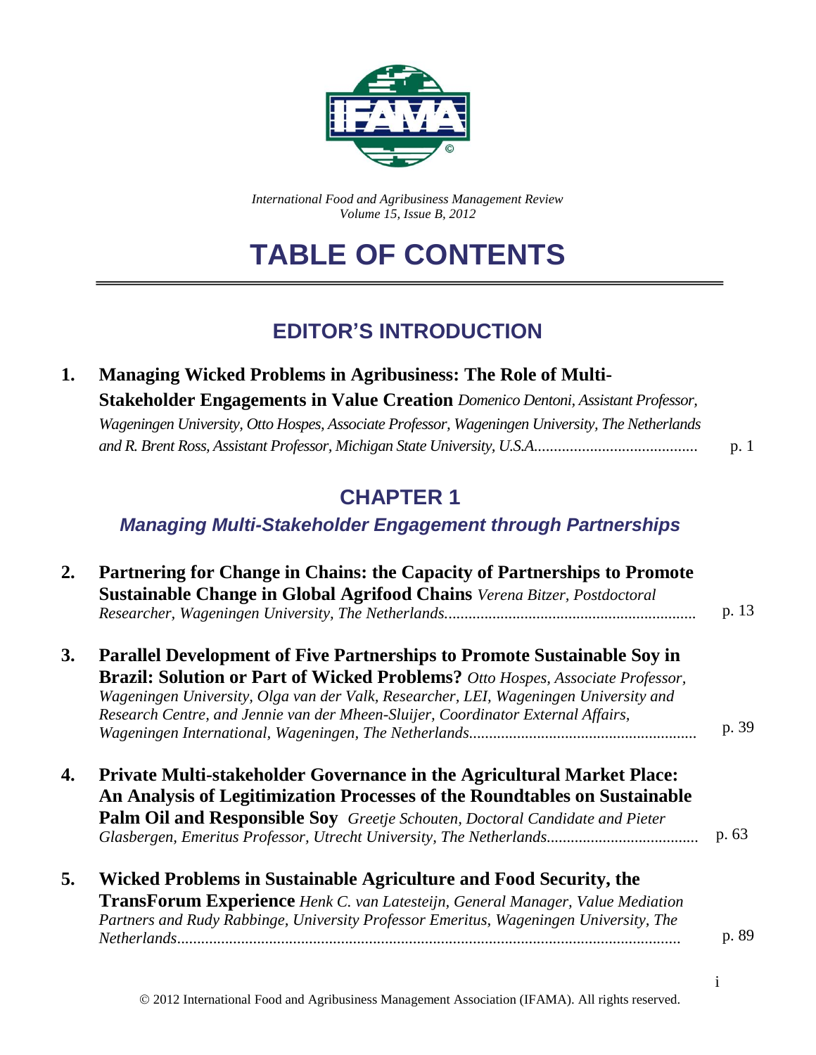*International Food and Agribusiness Management Review*
*Volume 15, Issue B, 2012*

# TABLE OF CONTENTS

## EDITOR'S INTRODUCTION

1. **Managing Wicked Problems in Agribusiness: The Role of Multi-Stakeholder Engagements in Value Creation** *Domenico Dentoni, Assistant Professor, Wageningen University, Otto Hospes, Associate Professor, Wageningen University, The Netherlands and R. Brent Ross, Assistant Professor, Michigan State University, U.S.A.* ........................................ p. 1

## CHAPTER 1

### *Managing Multi-Stakeholder Engagement through Partnerships*

2. **Partnering for Change in Chains: the Capacity of Partnerships to Promote Sustainable Change in Global Agrifood Chains** *Verena Bitzer, Postdoctoral Researcher, Wageningen University, The Netherlands*............................................................. p. 13

3. **Parallel Development of Five Partnerships to Promote Sustainable Soy in Brazil: Solution or Part of Wicked Problems?** *Otto Hospes, Associate Professor, Wageningen University, Olga van der Valk, Researcher, LEI, Wageningen University and Research Centre, and Jennie van der Mheen-Sluijer, Coordinator External Affairs, Wageningen International, Wageningen, The Netherlands*....................................................... p. 39

4. **Private Multi-stakeholder Governance in the Agricultural Market Place: An Analysis of Legitimization Processes of the Roundtables on Sustainable Palm Oil and Responsible Soy** *Greetje Schouten, Doctoral Candidate and Pieter Glasbergen, Emeritus Professor, Utrecht University, The Netherlands*..................................... p. 63

5. **Wicked Problems in Sustainable Agriculture and Food Security, the TransForum Experience** *Henk C. van Latesteijn, General Manager, Value Mediation Partners and Rudy Rabbinge, University Professor Emeritus, Wageningen University, The Netherlands*............................................................................................................. p. 89

© 2012 International Food and Agribusiness Management Association (IFAMA). All rights reserved.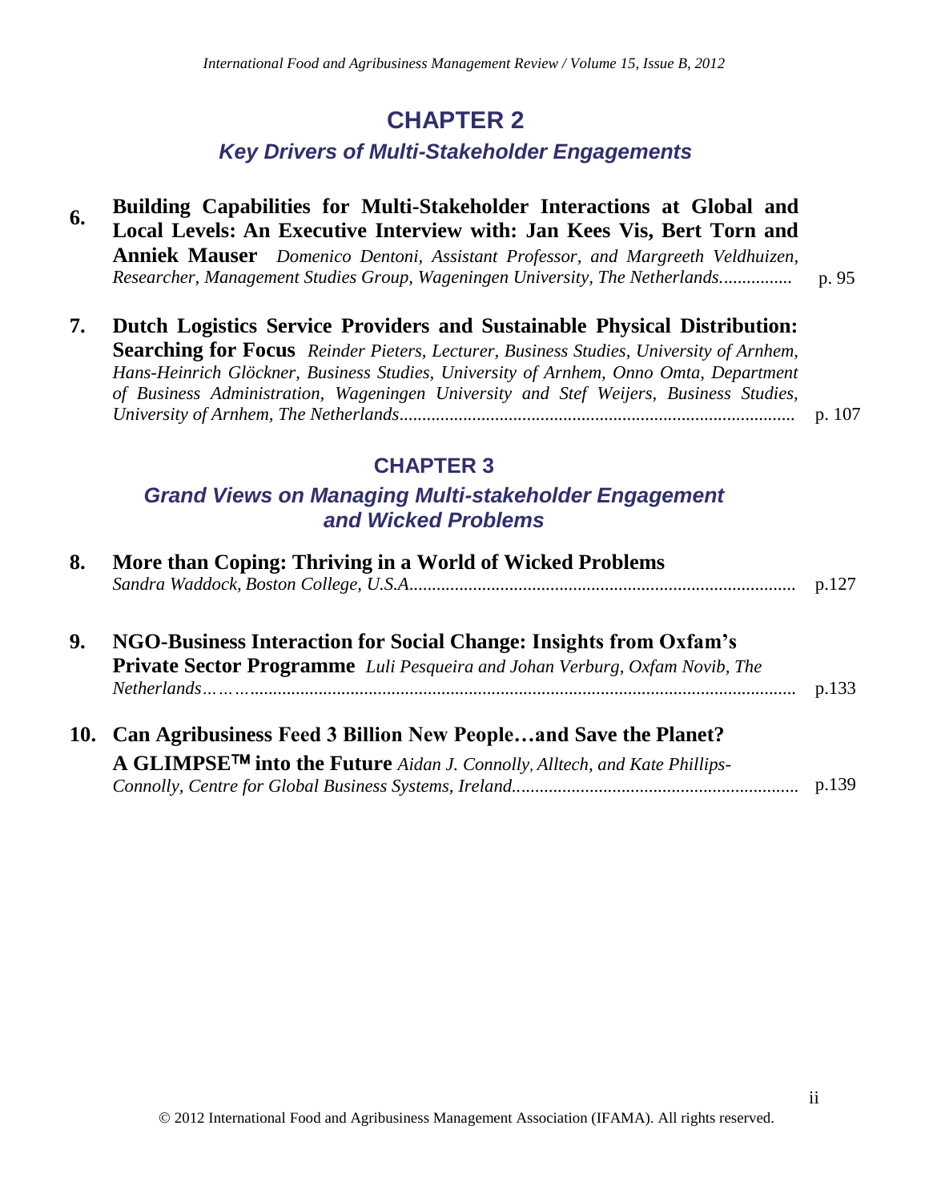# CHAPTER 2

## *Key Drivers of Multi-Stakeholder Engagements*

**6. Building Capabilities for Multi-Stakeholder Interactions at Global and Local Levels: An Executive Interview with: Jan Kees Vis, Bert Torn and Anniek Mauser** *Domenico Dentoni, Assistant Professor, and Margreeth Veldhuizen, Researcher, Management Studies Group, Wageningen University, The Netherlands*................ p. 95

**7. Dutch Logistics Service Providers and Sustainable Physical Distribution: Searching for Focus** *Reinder Pieters, Lecturer, Business Studies, University of Arnhem, Hans-Heinrich Glöckner, Business Studies, University of Arnhem, Onno Omta, Department of Business Administration, Wageningen University and Stef Weijers, Business Studies, University of Arnhem, The Netherlands*...................................................................................... p. 107

# CHAPTER 3

## *Grand Views on Managing Multi-stakeholder Engagement and Wicked Problems*

**8. More than Coping: Thriving in a World of Wicked Problems**
*Sandra Waddock, Boston College, U.S.A*.................................................................................... p.127

**9. NGO-Business Interaction for Social Change: Insights from Oxfam's Private Sector Programme** *Luli Pesqueira and Johan Verburg, Oxfam Novib, The Netherlands*……….......................................................................................................................... p.133

**10. Can Agribusiness Feed 3 Billion New People…and Save the Planet? A GLIMPSE™ into the Future** *Aidan J. Connolly, Alltech, and Kate Phillips-Connolly, Centre for Global Business Systems, Ireland*.............................................................. p.139